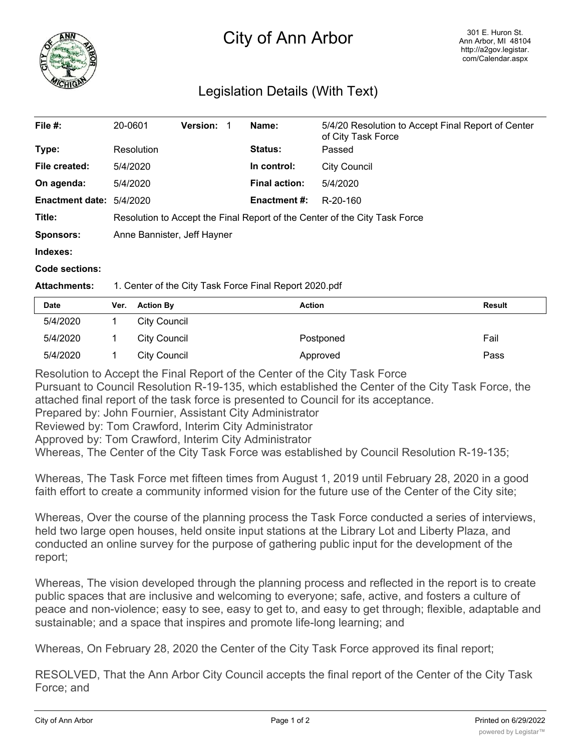# City of Ann Arbor

301 E. Huron St.
Ann Arbor, MI 48104
http://a2gov.legistar.com/Calendar.aspx

## Legislation Details (With Text)

| | | | | | |
|---|---|---|---|---|---|
| **File #:** | 20-0601 | **Version:** 1 | | **Name:** | 5/4/20 Resolution to Accept Final Report of Center of City Task Force |
| **Type:** | Resolution | | | **Status:** | Passed |
| **File created:** | 5/4/2020 | | | **In control:** | City Council |
| **On agenda:** | 5/4/2020 | | | **Final action:** | 5/4/2020 |
| **Enactment date:** | 5/4/2020 | | | **Enactment #:** | R-20-160 |

**Title:** Resolution to Accept the Final Report of the Center of the City Task Force

**Sponsors:** Anne Bannister, Jeff Hayner

**Indexes:**

**Code sections:**

**Attachments:** 1. Center of the City Task Force Final Report 2020.pdf

| Date | Ver. | Action By | Action | Result |
|---|---|---|---|---|
| 5/4/2020 | 1 | City Council | | |
| 5/4/2020 | 1 | City Council | Postponed | Fail |
| 5/4/2020 | 1 | City Council | Approved | Pass |

Resolution to Accept the Final Report of the Center of the City Task Force

Pursuant to Council Resolution R-19-135, which established the Center of the City Task Force, the attached final report of the task force is presented to Council for its acceptance.

Prepared by: John Fournier, Assistant City Administrator

Reviewed by: Tom Crawford, Interim City Administrator

Approved by: Tom Crawford, Interim City Administrator

Whereas, The Center of the City Task Force was established by Council Resolution R-19-135;

Whereas, The Task Force met fifteen times from August 1, 2019 until February 28, 2020 in a good faith effort to create a community informed vision for the future use of the Center of the City site;

Whereas, Over the course of the planning process the Task Force conducted a series of interviews, held two large open houses, held onsite input stations at the Library Lot and Liberty Plaza, and conducted an online survey for the purpose of gathering public input for the development of the report;

Whereas, The vision developed through the planning process and reflected in the report is to create public spaces that are inclusive and welcoming to everyone; safe, active, and fosters a culture of peace and non-violence; easy to see, easy to get to, and easy to get through; flexible, adaptable and sustainable; and a space that inspires and promote life-long learning; and

Whereas, On February 28, 2020 the Center of the City Task Force approved its final report;

RESOLVED, That the Ann Arbor City Council accepts the final report of the Center of the City Task Force; and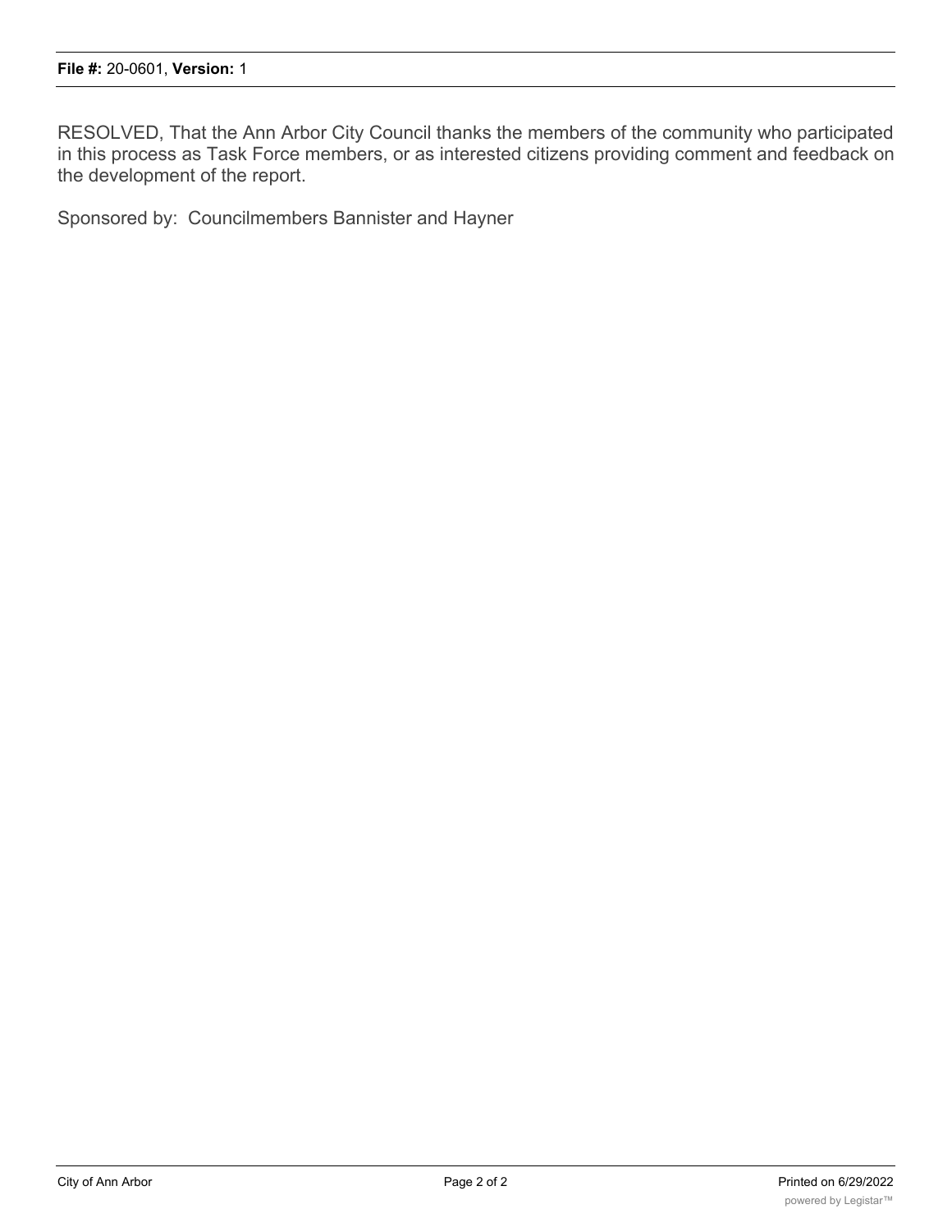RESOLVED, That the Ann Arbor City Council thanks the members of the community who participated in this process as Task Force members, or as interested citizens providing comment and feedback on the development of the report.

Sponsored by: Councilmembers Bannister and Hayner